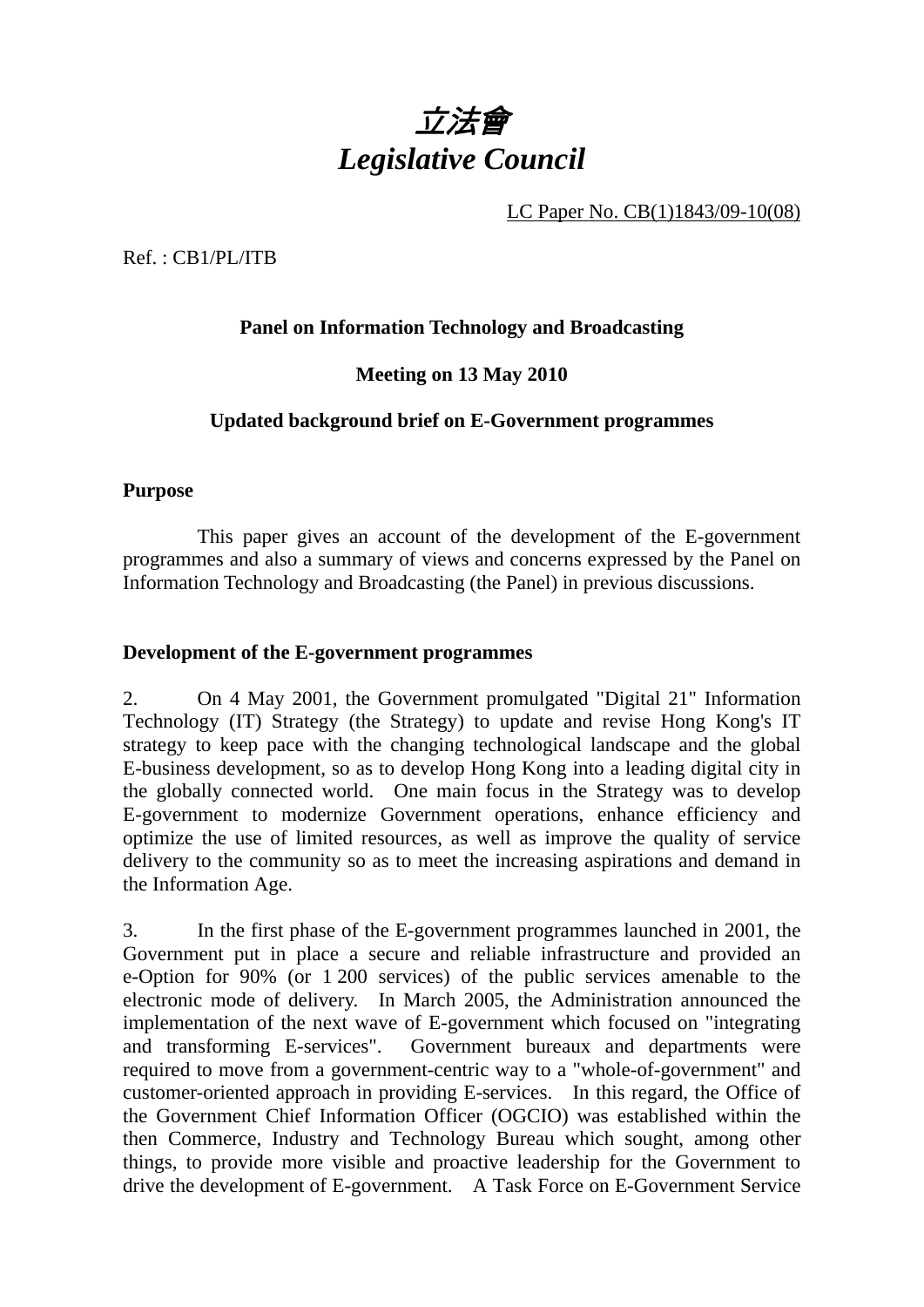# *立法會*
# *Legislative Council*

LC Paper No. CB(1)1843/09-10(08)

Ref. : CB1/PL/ITB

**Panel on Information Technology and Broadcasting**

**Meeting on 13 May 2010**

**Updated background brief on E-Government programmes**

**Purpose**

This paper gives an account of the development of the E-government programmes and also a summary of views and concerns expressed by the Panel on Information Technology and Broadcasting (the Panel) in previous discussions.

**Development of the E-government programmes**

2. On 4 May 2001, the Government promulgated "Digital 21" Information Technology (IT) Strategy (the Strategy) to update and revise Hong Kong's IT strategy to keep pace with the changing technological landscape and the global E-business development, so as to develop Hong Kong into a leading digital city in the globally connected world. One main focus in the Strategy was to develop E-government to modernize Government operations, enhance efficiency and optimize the use of limited resources, as well as improve the quality of service delivery to the community so as to meet the increasing aspirations and demand in the Information Age.

3. In the first phase of the E-government programmes launched in 2001, the Government put in place a secure and reliable infrastructure and provided an e-Option for 90% (or 1 200 services) of the public services amenable to the electronic mode of delivery. In March 2005, the Administration announced the implementation of the next wave of E-government which focused on "integrating and transforming E-services". Government bureaux and departments were required to move from a government-centric way to a "whole-of-government" and customer-oriented approach in providing E-services. In this regard, the Office of the Government Chief Information Officer (OGCIO) was established within the then Commerce, Industry and Technology Bureau which sought, among other things, to provide more visible and proactive leadership for the Government to drive the development of E-government. A Task Force on E-Government Service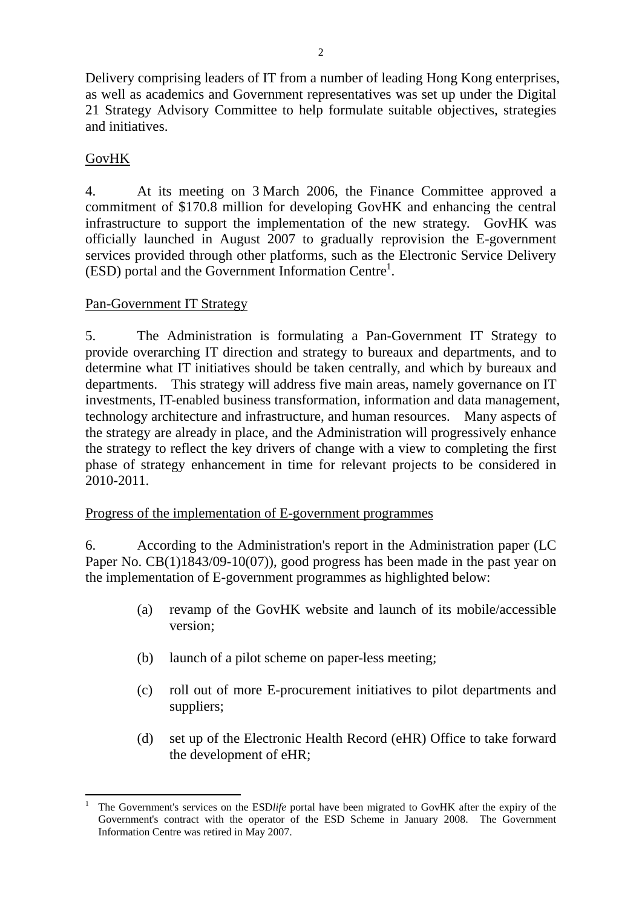Delivery comprising leaders of IT from a number of leading Hong Kong enterprises, as well as academics and Government representatives was set up under the Digital 21 Strategy Advisory Committee to help formulate suitable objectives, strategies and initiatives.

## GovHK

4. At its meeting on 3 March 2006, the Finance Committee approved a commitment of $170.8 million for developing GovHK and enhancing the central infrastructure to support the implementation of the new strategy. GovHK was officially launched in August 2007 to gradually reprovision the E-government services provided through other platforms, such as the Electronic Service Delivery (ESD) portal and the Government Information Centre[1].

## Pan-Government IT Strategy

5. The Administration is formulating a Pan-Government IT Strategy to provide overarching IT direction and strategy to bureaux and departments, and to determine what IT initiatives should be taken centrally, and which by bureaux and departments. This strategy will address five main areas, namely governance on IT investments, IT-enabled business transformation, information and data management, technology architecture and infrastructure, and human resources. Many aspects of the strategy are already in place, and the Administration will progressively enhance the strategy to reflect the key drivers of change with a view to completing the first phase of strategy enhancement in time for relevant projects to be considered in 2010-2011.

## Progress of the implementation of E-government programmes

6. According to the Administration's report in the Administration paper (LC Paper No. CB(1)1843/09-10(07)), good progress has been made in the past year on the implementation of E-government programmes as highlighted below:

(a) revamp of the GovHK website and launch of its mobile/accessible version;

(b) launch of a pilot scheme on paper-less meeting;

(c) roll out of more E-procurement initiatives to pilot departments and suppliers;

(d) set up of the Electronic Health Record (eHR) Office to take forward the development of eHR;

---

[1] The Government's services on the ESD*life* portal have been migrated to GovHK after the expiry of the Government's contract with the operator of the ESD Scheme in January 2008. The Government Information Centre was retired in May 2007.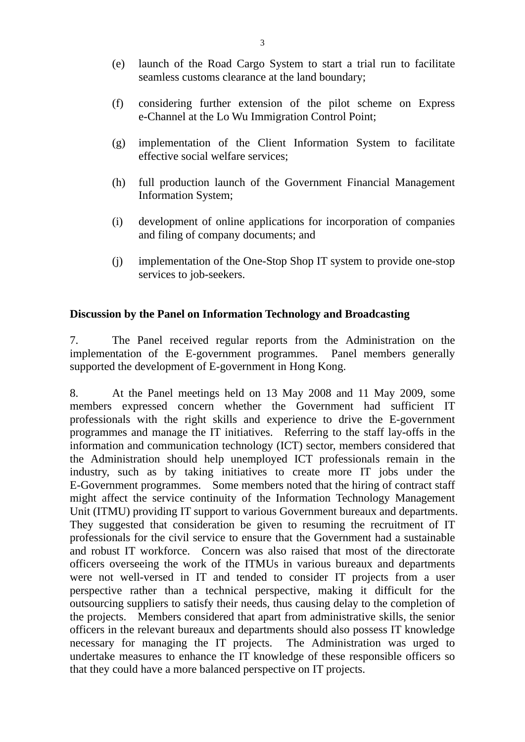(e) launch of the Road Cargo System to start a trial run to facilitate seamless customs clearance at the land boundary;

(f) considering further extension of the pilot scheme on Express e-Channel at the Lo Wu Immigration Control Point;

(g) implementation of the Client Information System to facilitate effective social welfare services;

(h) full production launch of the Government Financial Management Information System;

(i) development of online applications for incorporation of companies and filing of company documents; and

(j) implementation of the One-Stop Shop IT system to provide one-stop services to job-seekers.

**Discussion by the Panel on Information Technology and Broadcasting**

7. The Panel received regular reports from the Administration on the implementation of the E-government programmes. Panel members generally supported the development of E-government in Hong Kong.

8. At the Panel meetings held on 13 May 2008 and 11 May 2009, some members expressed concern whether the Government had sufficient IT professionals with the right skills and experience to drive the E-government programmes and manage the IT initiatives. Referring to the staff lay-offs in the information and communication technology (ICT) sector, members considered that the Administration should help unemployed ICT professionals remain in the industry, such as by taking initiatives to create more IT jobs under the E-Government programmes. Some members noted that the hiring of contract staff might affect the service continuity of the Information Technology Management Unit (ITMU) providing IT support to various Government bureaux and departments. They suggested that consideration be given to resuming the recruitment of IT professionals for the civil service to ensure that the Government had a sustainable and robust IT workforce. Concern was also raised that most of the directorate officers overseeing the work of the ITMUs in various bureaux and departments were not well-versed in IT and tended to consider IT projects from a user perspective rather than a technical perspective, making it difficult for the outsourcing suppliers to satisfy their needs, thus causing delay to the completion of the projects. Members considered that apart from administrative skills, the senior officers in the relevant bureaux and departments should also possess IT knowledge necessary for managing the IT projects. The Administration was urged to undertake measures to enhance the IT knowledge of these responsible officers so that they could have a more balanced perspective on IT projects.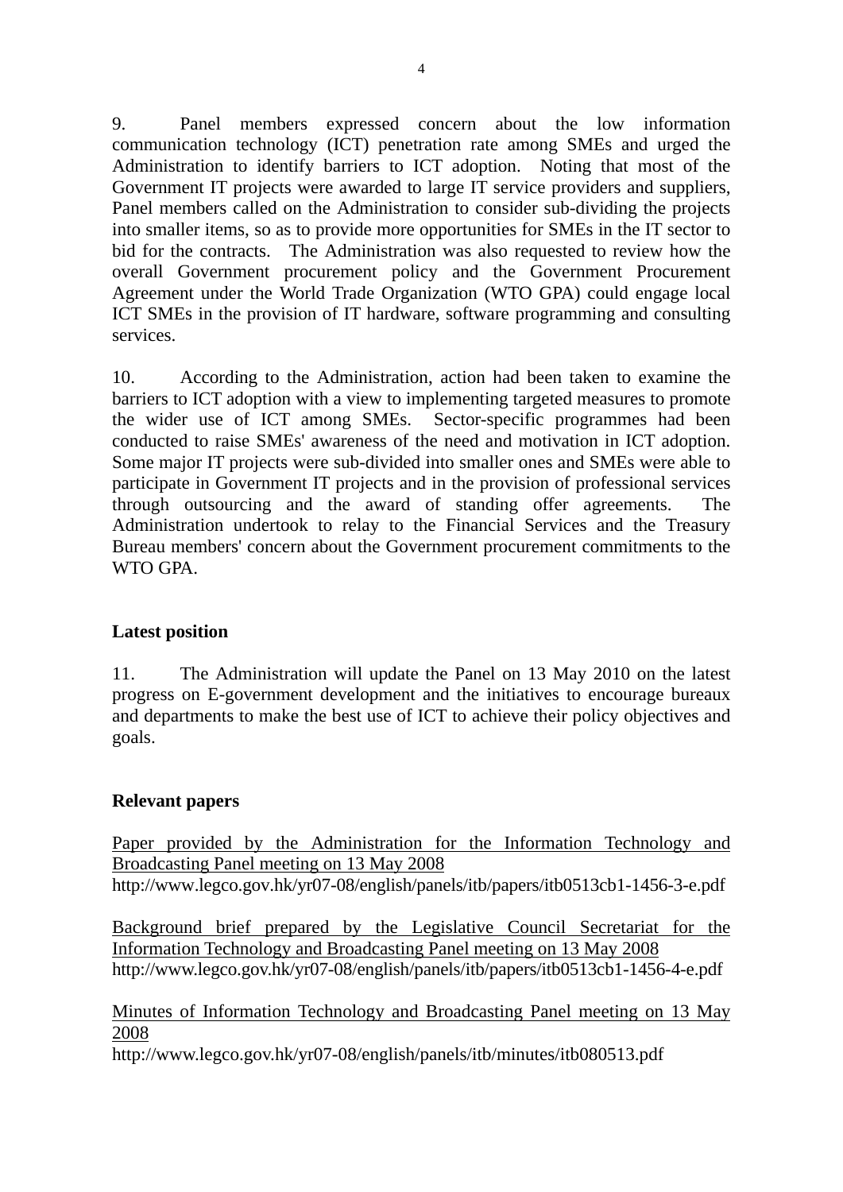9. Panel members expressed concern about the low information communication technology (ICT) penetration rate among SMEs and urged the Administration to identify barriers to ICT adoption. Noting that most of the Government IT projects were awarded to large IT service providers and suppliers, Panel members called on the Administration to consider sub-dividing the projects into smaller items, so as to provide more opportunities for SMEs in the IT sector to bid for the contracts. The Administration was also requested to review how the overall Government procurement policy and the Government Procurement Agreement under the World Trade Organization (WTO GPA) could engage local ICT SMEs in the provision of IT hardware, software programming and consulting services.

10. According to the Administration, action had been taken to examine the barriers to ICT adoption with a view to implementing targeted measures to promote the wider use of ICT among SMEs. Sector-specific programmes had been conducted to raise SMEs' awareness of the need and motivation in ICT adoption. Some major IT projects were sub-divided into smaller ones and SMEs were able to participate in Government IT projects and in the provision of professional services through outsourcing and the award of standing offer agreements. The Administration undertook to relay to the Financial Services and the Treasury Bureau members' concern about the Government procurement commitments to the WTO GPA.

**Latest position**

11. The Administration will update the Panel on 13 May 2010 on the latest progress on E-government development and the initiatives to encourage bureaux and departments to make the best use of ICT to achieve their policy objectives and goals.

**Relevant papers**

Paper provided by the Administration for the Information Technology and Broadcasting Panel meeting on 13 May 2008
http://www.legco.gov.hk/yr07-08/english/panels/itb/papers/itb0513cb1-1456-3-e.pdf

Background brief prepared by the Legislative Council Secretariat for the Information Technology and Broadcasting Panel meeting on 13 May 2008
http://www.legco.gov.hk/yr07-08/english/panels/itb/papers/itb0513cb1-1456-4-e.pdf

Minutes of Information Technology and Broadcasting Panel meeting on 13 May 2008
http://www.legco.gov.hk/yr07-08/english/panels/itb/minutes/itb080513.pdf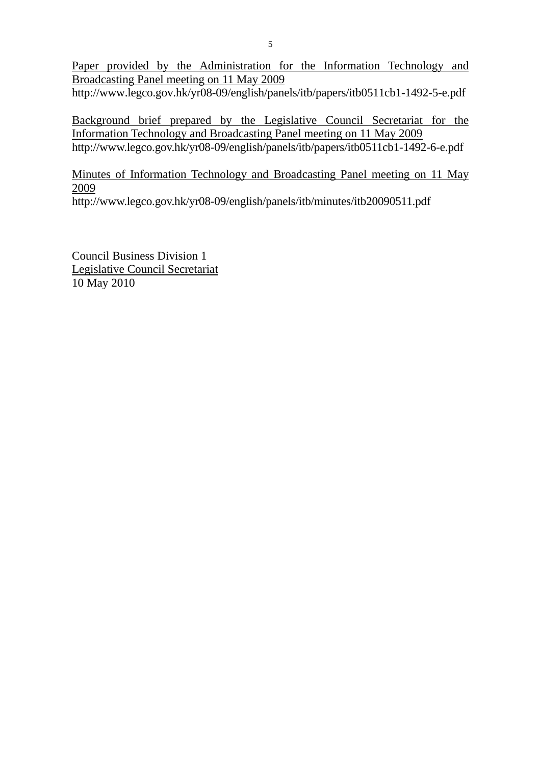Paper provided by the Administration for the Information Technology and Broadcasting Panel meeting on 11 May 2009
http://www.legco.gov.hk/yr08-09/english/panels/itb/papers/itb0511cb1-1492-5-e.pdf

Background brief prepared by the Legislative Council Secretariat for the Information Technology and Broadcasting Panel meeting on 11 May 2009
http://www.legco.gov.hk/yr08-09/english/panels/itb/papers/itb0511cb1-1492-6-e.pdf

Minutes of Information Technology and Broadcasting Panel meeting on 11 May 2009
http://www.legco.gov.hk/yr08-09/english/panels/itb/minutes/itb20090511.pdf

Council Business Division 1
Legislative Council Secretariat
10 May 2010